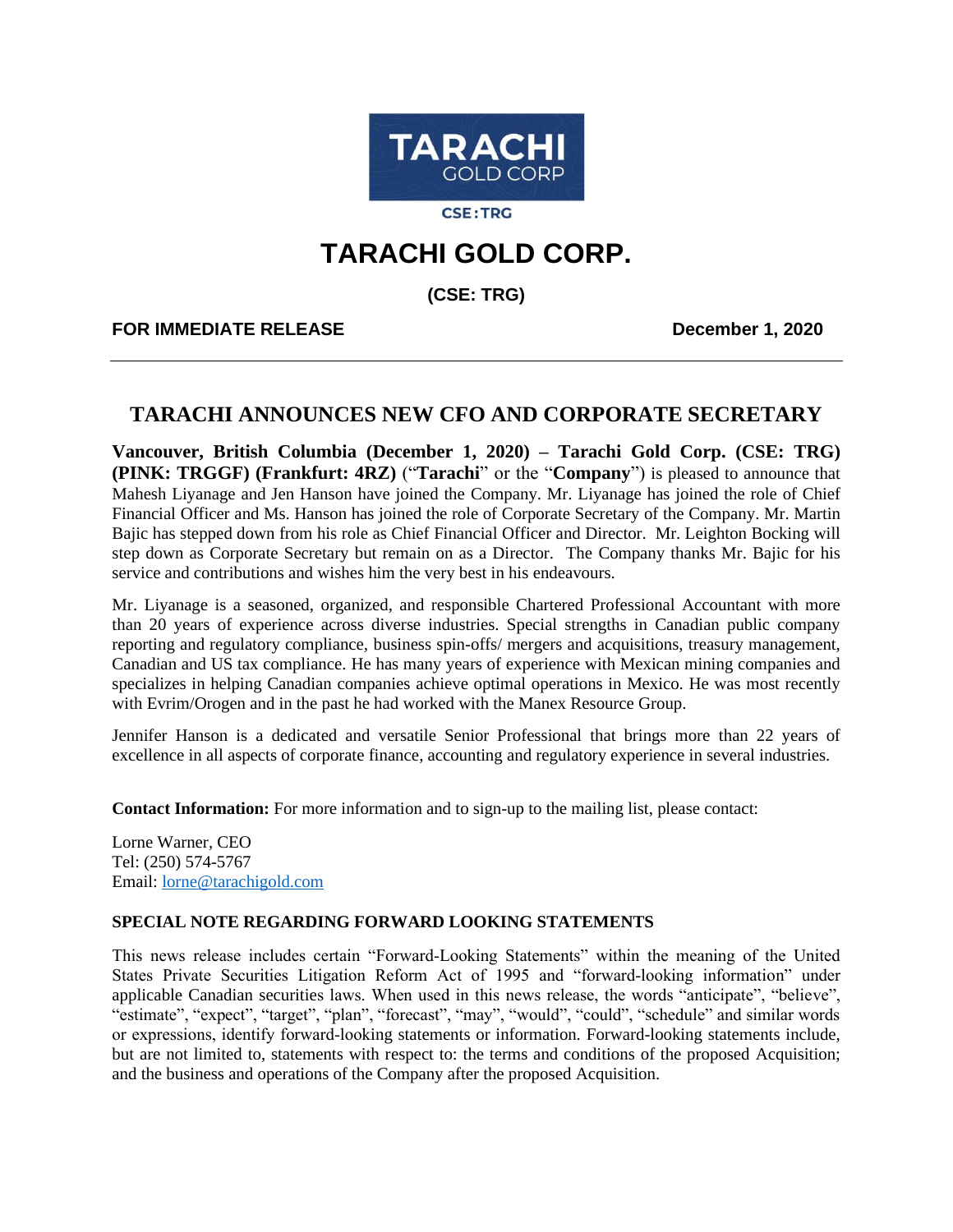TARACHI GOLD CORP

CSE:TRG

# TARACHI GOLD CORP.

**(CSE: TRG)**

**FOR IMMEDIATE RELEASE** **December 1, 2020**

---

## TARACHI ANNOUNCES NEW CFO AND CORPORATE SECRETARY

**Vancouver, British Columbia (December 1, 2020) – Tarachi Gold Corp. (CSE: TRG) (PINK: TRGGF) (Frankfurt: 4RZ)** ("**Tarachi**" or the "**Company**") is pleased to announce that Mahesh Liyanage and Jen Hanson have joined the Company. Mr. Liyanage has joined the role of Chief Financial Officer and Ms. Hanson has joined the role of Corporate Secretary of the Company. Mr. Martin Bajic has stepped down from his role as Chief Financial Officer and Director. Mr. Leighton Bocking will step down as Corporate Secretary but remain on as a Director. The Company thanks Mr. Bajic for his service and contributions and wishes him the very best in his endeavours.

Mr. Liyanage is a seasoned, organized, and responsible Chartered Professional Accountant with more than 20 years of experience across diverse industries. Special strengths in Canadian public company reporting and regulatory compliance, business spin-offs/ mergers and acquisitions, treasury management, Canadian and US tax compliance. He has many years of experience with Mexican mining companies and specializes in helping Canadian companies achieve optimal operations in Mexico. He was most recently with Evrim/Orogen and in the past he had worked with the Manex Resource Group.

Jennifer Hanson is a dedicated and versatile Senior Professional that brings more than 22 years of excellence in all aspects of corporate finance, accounting and regulatory experience in several industries.

**Contact Information:** For more information and to sign-up to the mailing list, please contact:

Lorne Warner, CEO
Tel: (250) 574-5767
Email: lorne@tarachigold.com

### SPECIAL NOTE REGARDING FORWARD LOOKING STATEMENTS

This news release includes certain "Forward-Looking Statements" within the meaning of the United States Private Securities Litigation Reform Act of 1995 and "forward-looking information" under applicable Canadian securities laws. When used in this news release, the words "anticipate", "believe", "estimate", "expect", "target", "plan", "forecast", "may", "would", "could", "schedule" and similar words or expressions, identify forward-looking statements or information. Forward-looking statements include, but are not limited to, statements with respect to: the terms and conditions of the proposed Acquisition; and the business and operations of the Company after the proposed Acquisition.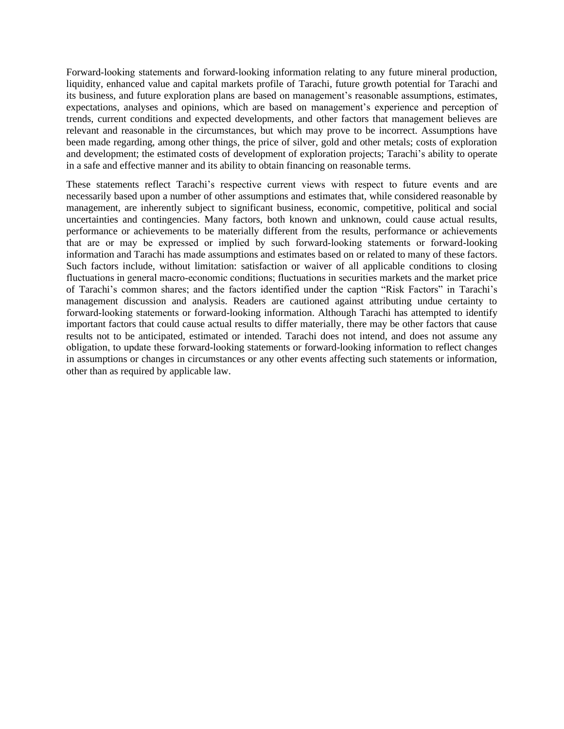Forward-looking statements and forward-looking information relating to any future mineral production, liquidity, enhanced value and capital markets profile of Tarachi, future growth potential for Tarachi and its business, and future exploration plans are based on management's reasonable assumptions, estimates, expectations, analyses and opinions, which are based on management's experience and perception of trends, current conditions and expected developments, and other factors that management believes are relevant and reasonable in the circumstances, but which may prove to be incorrect. Assumptions have been made regarding, among other things, the price of silver, gold and other metals; costs of exploration and development; the estimated costs of development of exploration projects; Tarachi's ability to operate in a safe and effective manner and its ability to obtain financing on reasonable terms.

These statements reflect Tarachi's respective current views with respect to future events and are necessarily based upon a number of other assumptions and estimates that, while considered reasonable by management, are inherently subject to significant business, economic, competitive, political and social uncertainties and contingencies. Many factors, both known and unknown, could cause actual results, performance or achievements to be materially different from the results, performance or achievements that are or may be expressed or implied by such forward-looking statements or forward-looking information and Tarachi has made assumptions and estimates based on or related to many of these factors. Such factors include, without limitation: satisfaction or waiver of all applicable conditions to closing fluctuations in general macro-economic conditions; fluctuations in securities markets and the market price of Tarachi's common shares; and the factors identified under the caption "Risk Factors" in Tarachi's management discussion and analysis. Readers are cautioned against attributing undue certainty to forward-looking statements or forward-looking information. Although Tarachi has attempted to identify important factors that could cause actual results to differ materially, there may be other factors that cause results not to be anticipated, estimated or intended. Tarachi does not intend, and does not assume any obligation, to update these forward-looking statements or forward-looking information to reflect changes in assumptions or changes in circumstances or any other events affecting such statements or information, other than as required by applicable law.